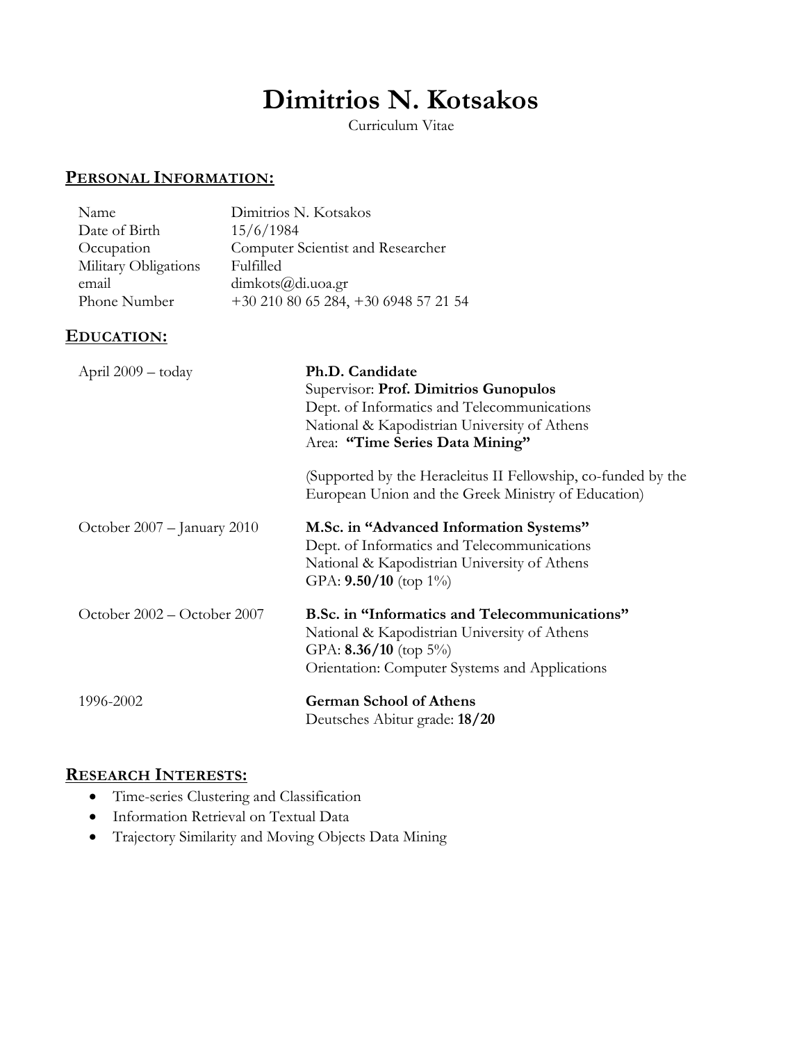# Dimitrios N. Kotsakos

Curriculum Vitae

## PERSONAL INFORMATION:

| | |
|---|---|
| Name | Dimitrios N. Kotsakos |
| Date of Birth | 15/6/1984 |
| Occupation | Computer Scientist and Researcher |
| Military Obligations | Fulfilled |
| email | dimkots@di.uoa.gr |
| Phone Number | +30 210 80 65 284, +30 6948 57 21 54 |

## EDUCATION:

**April 2009 – today**

**Ph.D. Candidate**
Supervisor: **Prof. Dimitrios Gunopulos**
Dept. of Informatics and Telecommunications
National & Kapodistrian University of Athens
Area: **"Time Series Data Mining"**

(Supported by the Heracleitus II Fellowship, co-funded by the European Union and the Greek Ministry of Education)

**October 2007 – January 2010**

**M.Sc. in "Advanced Information Systems"**
Dept. of Informatics and Telecommunications
National & Kapodistrian University of Athens
GPA: **9.50/10** (top 1%)

**October 2002 – October 2007**

**B.Sc. in "Informatics and Telecommunications"**
National & Kapodistrian University of Athens
GPA: **8.36/10** (top 5%)
Orientation: Computer Systems and Applications

**1996-2002**

**German School of Athens**
Deutsches Abitur grade: **18/20**

## RESEARCH INTERESTS:

- Time-series Clustering and Classification
- Information Retrieval on Textual Data
- Trajectory Similarity and Moving Objects Data Mining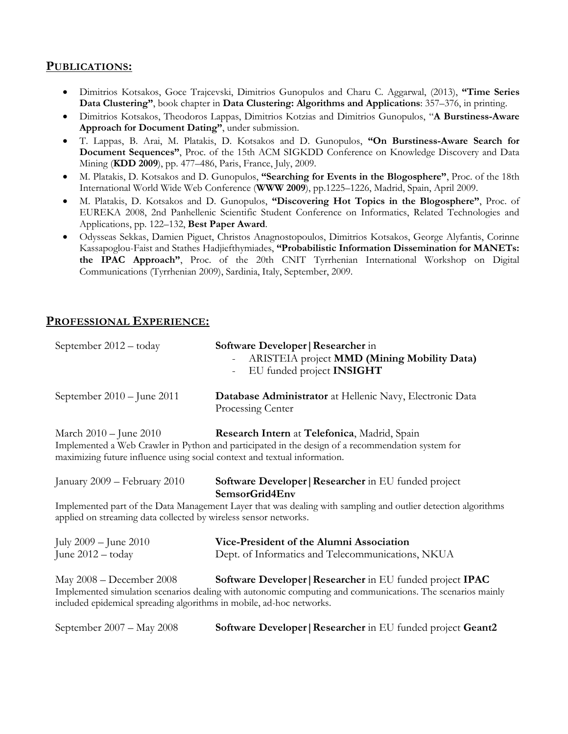## PUBLICATIONS:

- Dimitrios Kotsakos, Goce Trajcevski, Dimitrios Gunopulos and Charu C. Aggarwal, (2013), **"Time Series Data Clustering"**, book chapter in **Data Clustering: Algorithms and Applications**: 357–376, in printing.
- Dimitrios Kotsakos, Theodoros Lappas, Dimitrios Kotzias and Dimitrios Gunopulos, "**A Burstiness-Aware Approach for Document Dating"**, under submission.
- T. Lappas, B. Arai, M. Platakis, D. Kotsakos and D. Gunopulos, **"On Burstiness-Aware Search for Document Sequences"**, Proc. of the 15th ACM SIGKDD Conference on Knowledge Discovery and Data Mining (**KDD 2009**), pp. 477–486, Paris, France, July, 2009.
- M. Platakis, D. Kotsakos and D. Gunopulos, **"Searching for Events in the Blogosphere"**, Proc. of the 18th International World Wide Web Conference (**WWW 2009**), pp.1225–1226, Madrid, Spain, April 2009.
- M. Platakis, D. Kotsakos and D. Gunopulos, **"Discovering Hot Topics in the Blogosphere"**, Proc. of EUREKA 2008, 2nd Panhellenic Scientific Student Conference on Informatics, Related Technologies and Applications, pp. 122–132, **Best Paper Award**.
- Odysseas Sekkas, Damien Piguet, Christos Anagnostopoulos, Dimitrios Kotsakos, George Alyfantis, Corinne Kassapoglou-Faist and Stathes Hadjiefthymiades, **"Probabilistic Information Dissemination for MANETs: the IPAC Approach"**, Proc. of the 20th CNIT Tyrrhenian International Workshop on Digital Communications (Tyrrhenian 2009), Sardinia, Italy, September, 2009.

## PROFESSIONAL EXPERIENCE:

September 2012 – today — **Software Developer | Researcher** in
- ARISTEIA project **MMD (Mining Mobility Data)**
- EU funded project **INSIGHT**

September 2010 – June 2011 — **Database Administrator** at Hellenic Navy, Electronic Data Processing Center

March 2010 – June 2010 — **Research Intern** at **Telefonica**, Madrid, Spain

Implemented a Web Crawler in Python and participated in the design of a recommendation system for maximizing future influence using social context and textual information.

January 2009 – February 2010 — **Software Developer | Researcher** in EU funded project **SemsorGrid4Env**

Implemented part of the Data Management Layer that was dealing with sampling and outlier detection algorithms applied on streaming data collected by wireless sensor networks.

July 2009 – June 2010
June 2012 – today — **Vice-President of the Alumni Association**
Dept. of Informatics and Telecommunications, NKUA

May 2008 – December 2008 — **Software Developer | Researcher** in EU funded project **IPAC**

Implemented simulation scenarios dealing with autonomic computing and communications. The scenarios mainly included epidemical spreading algorithms in mobile, ad-hoc networks.

September 2007 – May 2008 — **Software Developer | Researcher** in EU funded project **Geant2**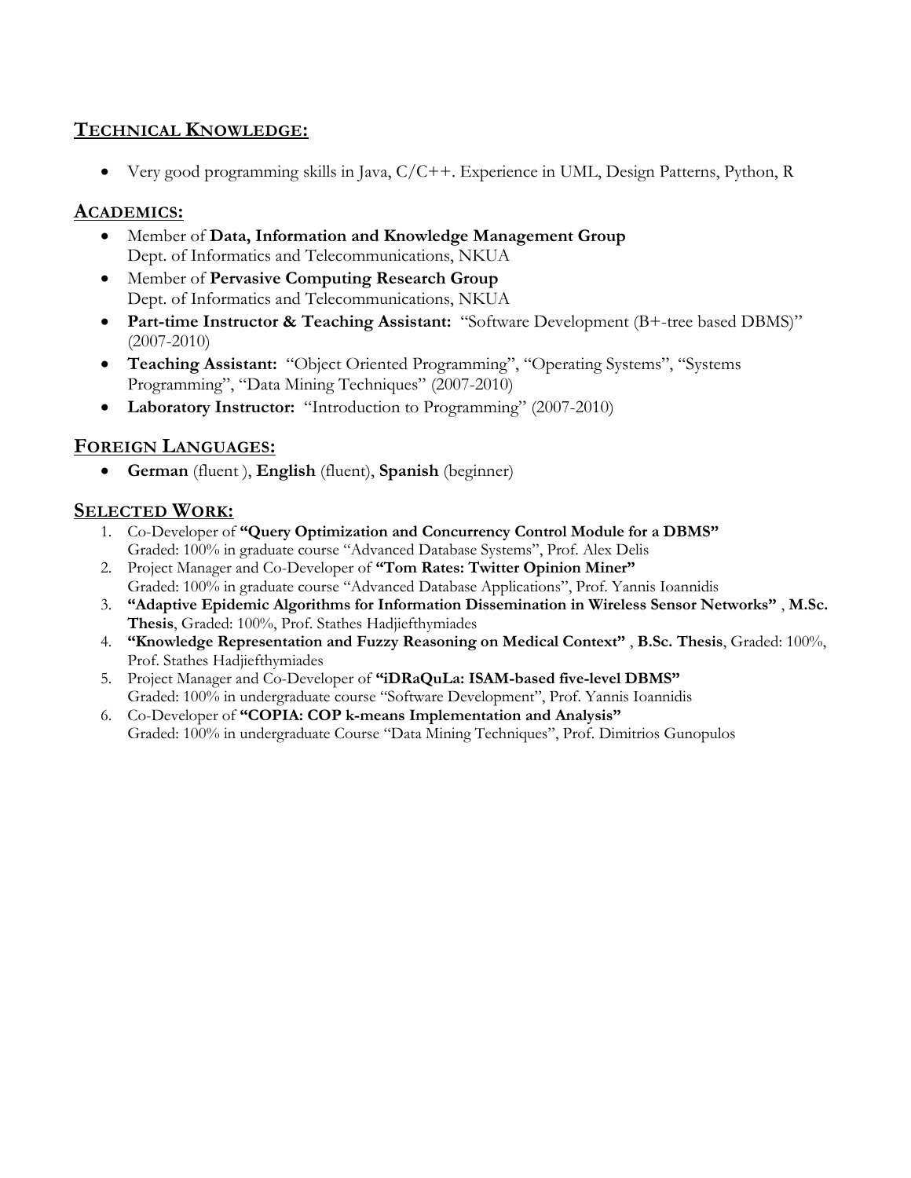## TECHNICAL KNOWLEDGE:

- Very good programming skills in Java, C/C++. Experience in UML, Design Patterns, Python, R

## ACADEMICS:

- Member of **Data, Information and Knowledge Management Group**
  Dept. of Informatics and Telecommunications, NKUA
- Member of **Pervasive Computing Research Group**
  Dept. of Informatics and Telecommunications, NKUA
- **Part-time Instructor & Teaching Assistant:** "Software Development (B+-tree based DBMS)" (2007-2010)
- **Teaching Assistant:** "Object Oriented Programming", "Operating Systems", "Systems Programming", "Data Mining Techniques" (2007-2010)
- **Laboratory Instructor:** "Introduction to Programming" (2007-2010)

## FOREIGN LANGUAGES:

- **German** (fluent ), **English** (fluent), **Spanish** (beginner)

## SELECTED WORK:

1. Co-Developer of **"Query Optimization and Concurrency Control Module for a DBMS"**
   Graded: 100% in graduate course "Advanced Database Systems", Prof. Alex Delis
2. Project Manager and Co-Developer of **"Tom Rates: Twitter Opinion Miner"**
   Graded: 100% in graduate course "Advanced Database Applications", Prof. Yannis Ioannidis
3. **"Adaptive Epidemic Algorithms for Information Dissemination in Wireless Sensor Networks"** , **M.Sc. Thesis**, Graded: 100%, Prof. Stathes Hadjiefthymiades
4. **"Knowledge Representation and Fuzzy Reasoning on Medical Context"** , **B.Sc. Thesis**, Graded: 100%, Prof. Stathes Hadjiefthymiades
5. Project Manager and Co-Developer of **"iDRaQuLa: ISAM-based five-level DBMS"**
   Graded: 100% in undergraduate course "Software Development", Prof. Yannis Ioannidis
6. Co-Developer of **"COPIA: COP k-means Implementation and Analysis"**
   Graded: 100% in undergraduate Course "Data Mining Techniques", Prof. Dimitrios Gunopulos